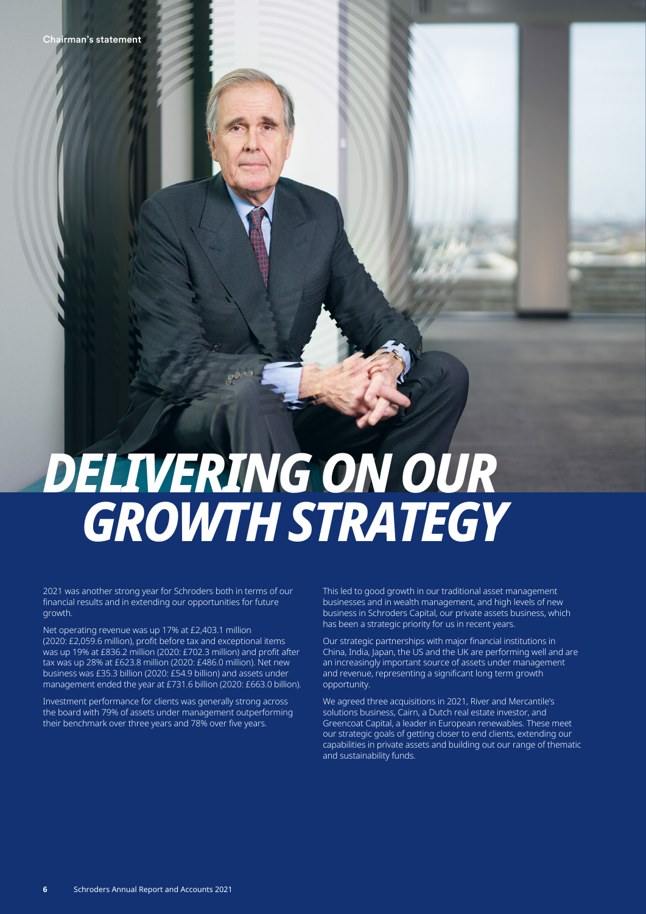# DELIVERING ON OUR GROWTH STRATEGY

2021 was another strong year for Schroders both in terms of our financial results and in extending our opportunities for future growth.

Net operating revenue was up 17% at £2,403.1 million (2020: £2,059.6 million), profit before tax and exceptional items was up 19% at £836.2 million (2020: £702.3 million) and profit after tax was up 28% at £623.8 million (2020: £486.0 million). Net new business was £35.3 billion (2020: £54.9 billion) and assets under management ended the year at £731.6 billion (2020: £663.0 billion).

Investment performance for clients was generally strong across the board with 79% of assets under management outperforming their benchmark over three years and 78% over five years.

This led to good growth in our traditional asset management businesses and in wealth management, and high levels of new business in Schroders Capital, our private assets business, which has been a strategic priority for us in recent years.

Our strategic partnerships with major financial institutions in China, India, Japan, the US and the UK are performing well and are an increasingly important source of assets under management and revenue, representing a significant long term growth opportunity.

We agreed three acquisitions in 2021, River and Mercantile's solutions business, Cairn, a Dutch real estate investor, and Greencoat Capital, a leader in European renewables. These meet our strategic goals of getting closer to end clients, extending our capabilities in private assets and building out our range of thematic and sustainability funds.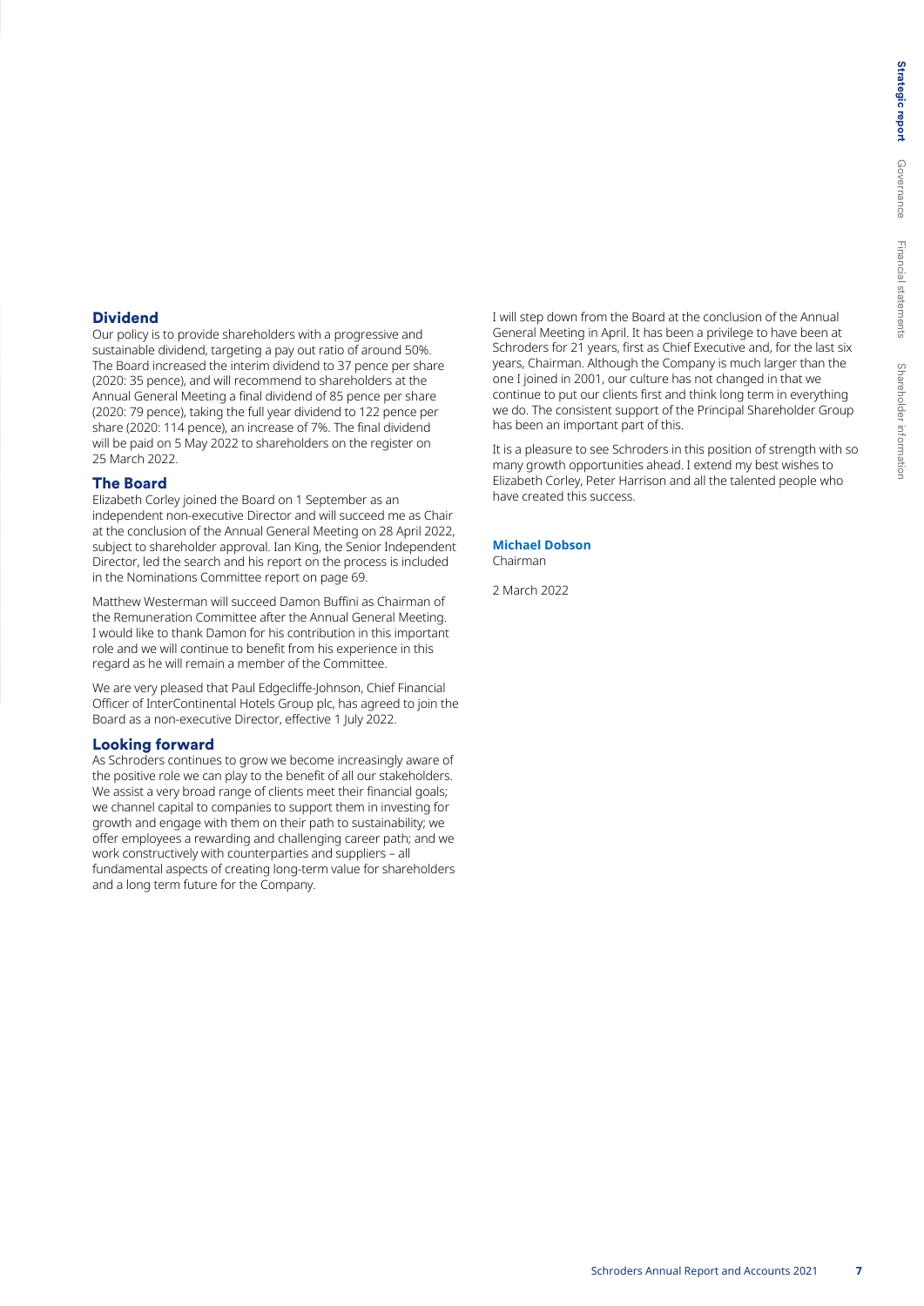## Dividend

Our policy is to provide shareholders with a progressive and sustainable dividend, targeting a pay out ratio of around 50%. The Board increased the interim dividend to 37 pence per share (2020: 35 pence), and will recommend to shareholders at the Annual General Meeting a final dividend of 85 pence per share (2020: 79 pence), taking the full year dividend to 122 pence per share (2020: 114 pence), an increase of 7%. The final dividend will be paid on 5 May 2022 to shareholders on the register on 25 March 2022.

## The Board

Elizabeth Corley joined the Board on 1 September as an independent non-executive Director and will succeed me as Chair at the conclusion of the Annual General Meeting on 28 April 2022, subject to shareholder approval. Ian King, the Senior Independent Director, led the search and his report on the process is included in the Nominations Committee report on page 69.

Matthew Westerman will succeed Damon Buffini as Chairman of the Remuneration Committee after the Annual General Meeting. I would like to thank Damon for his contribution in this important role and we will continue to benefit from his experience in this regard as he will remain a member of the Committee.

We are very pleased that Paul Edgecliffe-Johnson, Chief Financial Officer of InterContinental Hotels Group plc, has agreed to join the Board as a non-executive Director, effective 1 July 2022.

## Looking forward

As Schroders continues to grow we become increasingly aware of the positive role we can play to the benefit of all our stakeholders. We assist a very broad range of clients meet their financial goals; we channel capital to companies to support them in investing for growth and engage with them on their path to sustainability; we offer employees a rewarding and challenging career path; and we work constructively with counterparties and suppliers – all fundamental aspects of creating long-term value for shareholders and a long term future for the Company.

I will step down from the Board at the conclusion of the Annual General Meeting in April. It has been a privilege to have been at Schroders for 21 years, first as Chief Executive and, for the last six years, Chairman. Although the Company is much larger than the one I joined in 2001, our culture has not changed in that we continue to put our clients first and think long term in everything we do. The consistent support of the Principal Shareholder Group has been an important part of this.

It is a pleasure to see Schroders in this position of strength with so many growth opportunities ahead. I extend my best wishes to Elizabeth Corley, Peter Harrison and all the talented people who have created this success.

**Michael Dobson**
Chairman

2 March 2022